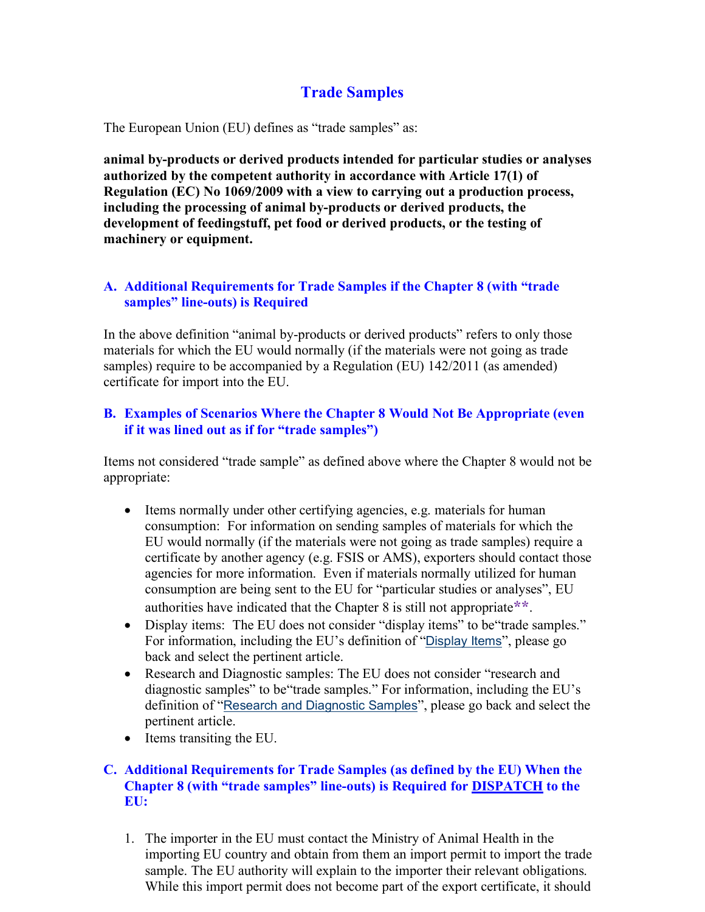# Trade Samples

The European Union (EU) defines as "trade samples" as:

**animal by-products or derived products intended for particular studies or analyses authorized by the competent authority in accordance with Article 17(1) of Regulation (EC) No 1069/2009 with a view to carrying out a production process, including the processing of animal by-products or derived products, the development of feedingstuff, pet food or derived products, or the testing of machinery or equipment.**

## A. Additional Requirements for Trade Samples if the Chapter 8 (with "trade samples" line-outs) is Required

In the above definition "animal by-products or derived products" refers to only those materials for which the EU would normally (if the materials were not going as trade samples) require to be accompanied by a Regulation (EU) 142/2011 (as amended) certificate for import into the EU.

## B. Examples of Scenarios Where the Chapter 8 Would Not Be Appropriate (even if it was lined out as if for "trade samples")

Items not considered "trade sample" as defined above where the Chapter 8 would not be appropriate:

- Items normally under other certifying agencies, e.g. materials for human consumption: For information on sending samples of materials for which the EU would normally (if the materials were not going as trade samples) require a certificate by another agency (e.g. FSIS or AMS), exporters should contact those agencies for more information. Even if materials normally utilized for human consumption are being sent to the EU for "particular studies or analyses", EU authorities have indicated that the Chapter 8 is still not appropriate**.
- Display items: The EU does not consider "display items" to be"trade samples." For information, including the EU's definition of "Display Items", please go back and select the pertinent article.
- Research and Diagnostic samples: The EU does not consider "research and diagnostic samples" to be"trade samples." For information, including the EU's definition of "Research and Diagnostic Samples", please go back and select the pertinent article.
- Items transiting the EU.

## C. Additional Requirements for Trade Samples (as defined by the EU) When the Chapter 8 (with "trade samples" line-outs) is Required for DISPATCH to the EU:

1. The importer in the EU must contact the Ministry of Animal Health in the importing EU country and obtain from them an import permit to import the trade sample. The EU authority will explain to the importer their relevant obligations. While this import permit does not become part of the export certificate, it should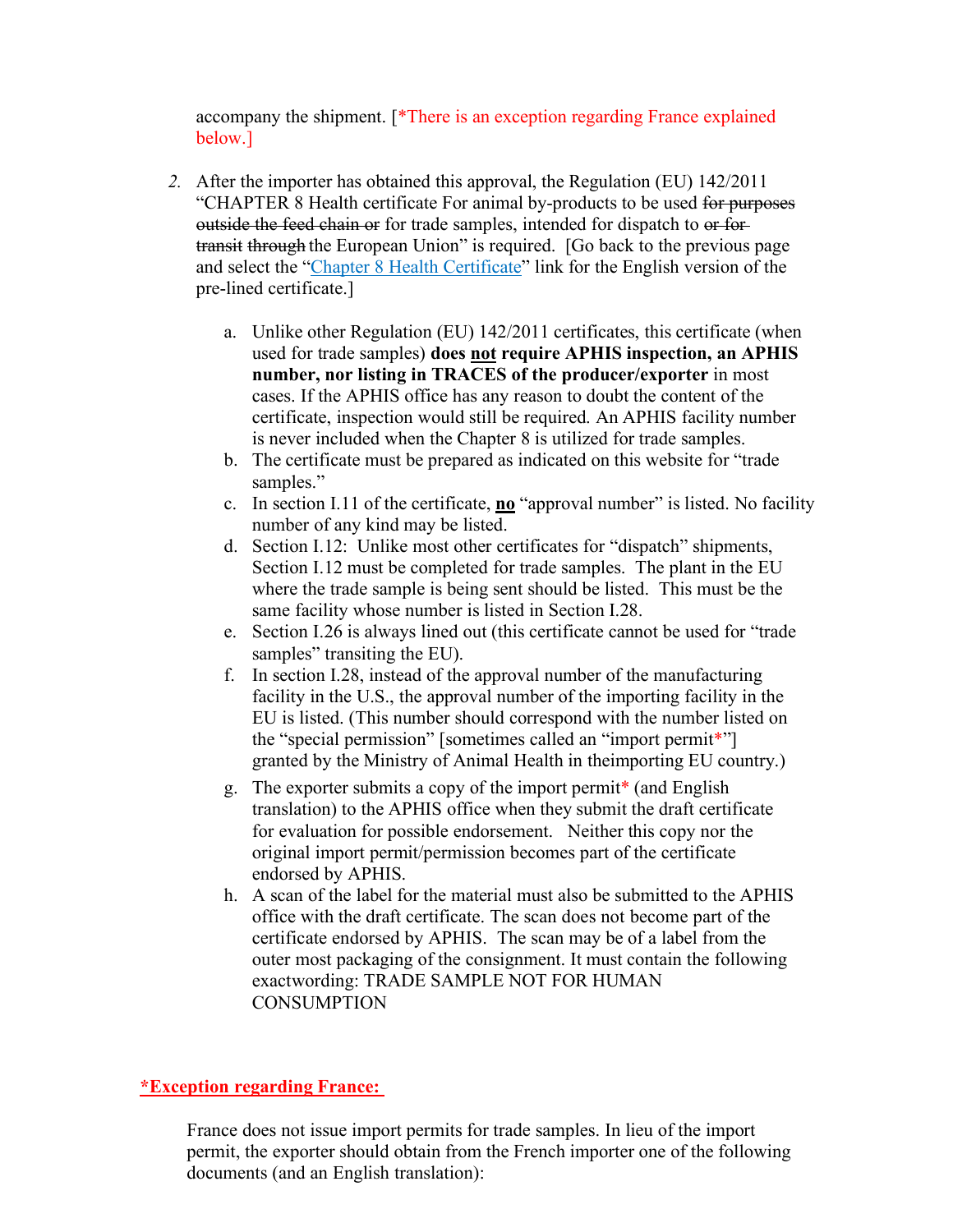accompany the shipment. [*There is an exception regarding France explained below.]

2. After the importer has obtained this approval, the Regulation (EU) 142/2011 "CHAPTER 8 Health certificate For animal by-products to be used ~~for purposes outside the feed chain or~~ for trade samples, intended for dispatch to ~~or for transit~~ ~~through~~ the European Union" is required. [Go back to the previous page and select the "Chapter 8 Health Certificate" link for the English version of the pre-lined certificate.]

   a. Unlike other Regulation (EU) 142/2011 certificates, this certificate (when used for trade samples) **does <u>not</u> require APHIS inspection, an APHIS number, nor listing in TRACES of the producer/exporter** in most cases. If the APHIS office has any reason to doubt the content of the certificate, inspection would still be required. An APHIS facility number is never included when the Chapter 8 is utilized for trade samples.
   b. The certificate must be prepared as indicated on this website for "trade samples."
   c. In section I.11 of the certificate, **<u>no</u>** "approval number" is listed. No facility number of any kind may be listed.
   d. Section I.12: Unlike most other certificates for "dispatch" shipments, Section I.12 must be completed for trade samples. The plant in the EU where the trade sample is being sent should be listed. This must be the same facility whose number is listed in Section I.28.
   e. Section I.26 is always lined out (this certificate cannot be used for "trade samples" transiting the EU).
   f. In section I.28, instead of the approval number of the manufacturing facility in the U.S., the approval number of the importing facility in the EU is listed. (This number should correspond with the number listed on the "special permission" [sometimes called an "import permit*"] granted by the Ministry of Animal Health in theimporting EU country.)
   g. The exporter submits a copy of the import permit* (and English translation) to the APHIS office when they submit the draft certificate for evaluation for possible endorsement. Neither this copy nor the original import permit/permission becomes part of the certificate endorsed by APHIS.
   h. A scan of the label for the material must also be submitted to the APHIS office with the draft certificate. The scan does not become part of the certificate endorsed by APHIS. The scan may be of a label from the outer most packaging of the consignment. It must contain the following exactwording: TRADE SAMPLE NOT FOR HUMAN CONSUMPTION

**<u>*Exception regarding France:</u>**

France does not issue import permits for trade samples. In lieu of the import permit, the exporter should obtain from the French importer one of the following documents (and an English translation):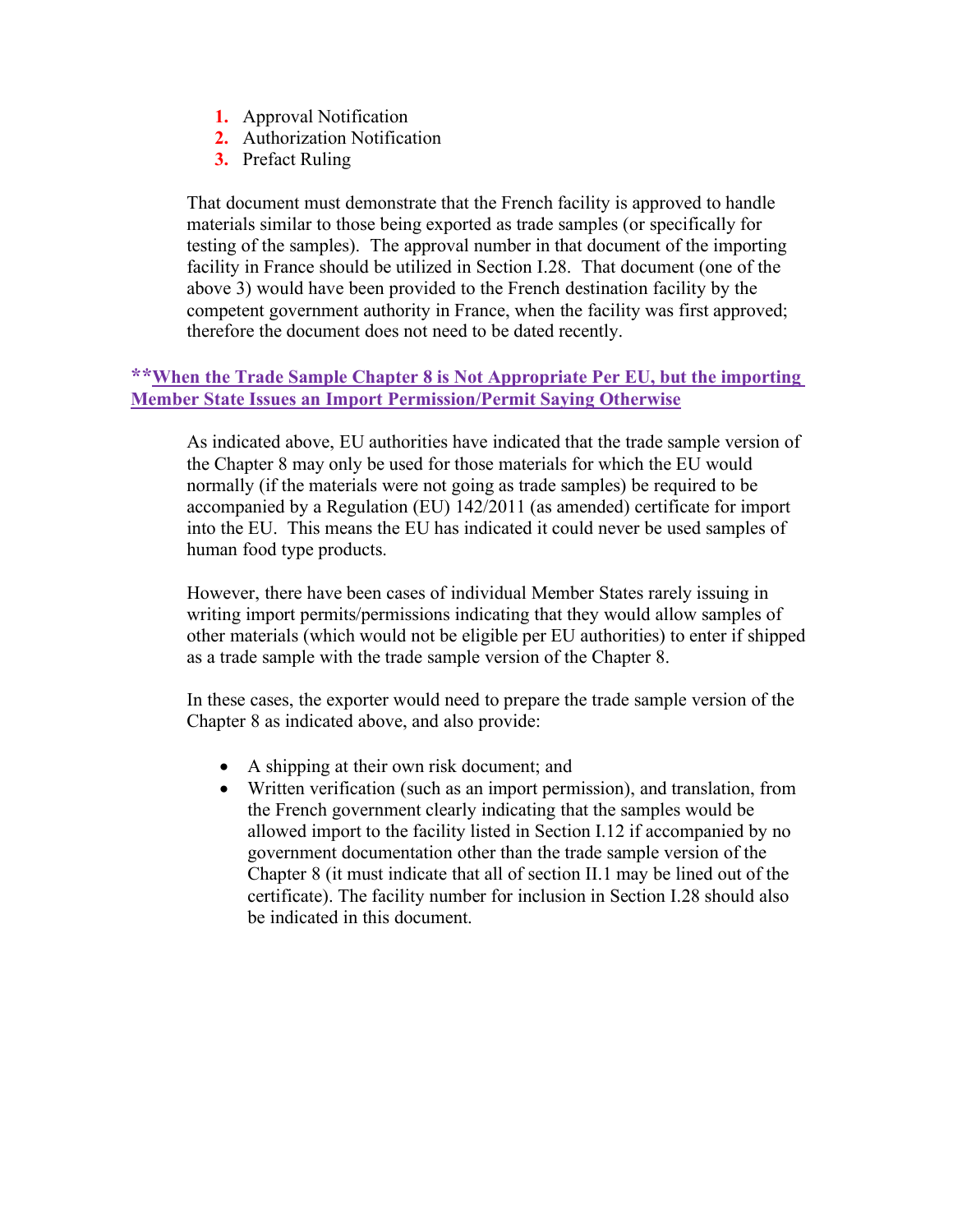1. Approval Notification
2. Authorization Notification
3. Prefact Ruling

That document must demonstrate that the French facility is approved to handle materials similar to those being exported as trade samples (or specifically for testing of the samples). The approval number in that document of the importing facility in France should be utilized in Section I.28. That document (one of the above 3) would have been provided to the French destination facility by the competent government authority in France, when the facility was first approved; therefore the document does not need to be dated recently.

### **<u>When the Trade Sample Chapter 8 is Not Appropriate Per EU, but the importing Member State Issues an Import Permission/Permit Saying Otherwise</u>**

As indicated above, EU authorities have indicated that the trade sample version of the Chapter 8 may only be used for those materials for which the EU would normally (if the materials were not going as trade samples) be required to be accompanied by a Regulation (EU) 142/2011 (as amended) certificate for import into the EU. This means the EU has indicated it could never be used samples of human food type products.

However, there have been cases of individual Member States rarely issuing in writing import permits/permissions indicating that they would allow samples of other materials (which would not be eligible per EU authorities) to enter if shipped as a trade sample with the trade sample version of the Chapter 8.

In these cases, the exporter would need to prepare the trade sample version of the Chapter 8 as indicated above, and also provide:

- A shipping at their own risk document; and
- Written verification (such as an import permission), and translation, from the French government clearly indicating that the samples would be allowed import to the facility listed in Section I.12 if accompanied by no government documentation other than the trade sample version of the Chapter 8 (it must indicate that all of section II.1 may be lined out of the certificate). The facility number for inclusion in Section I.28 should also be indicated in this document.